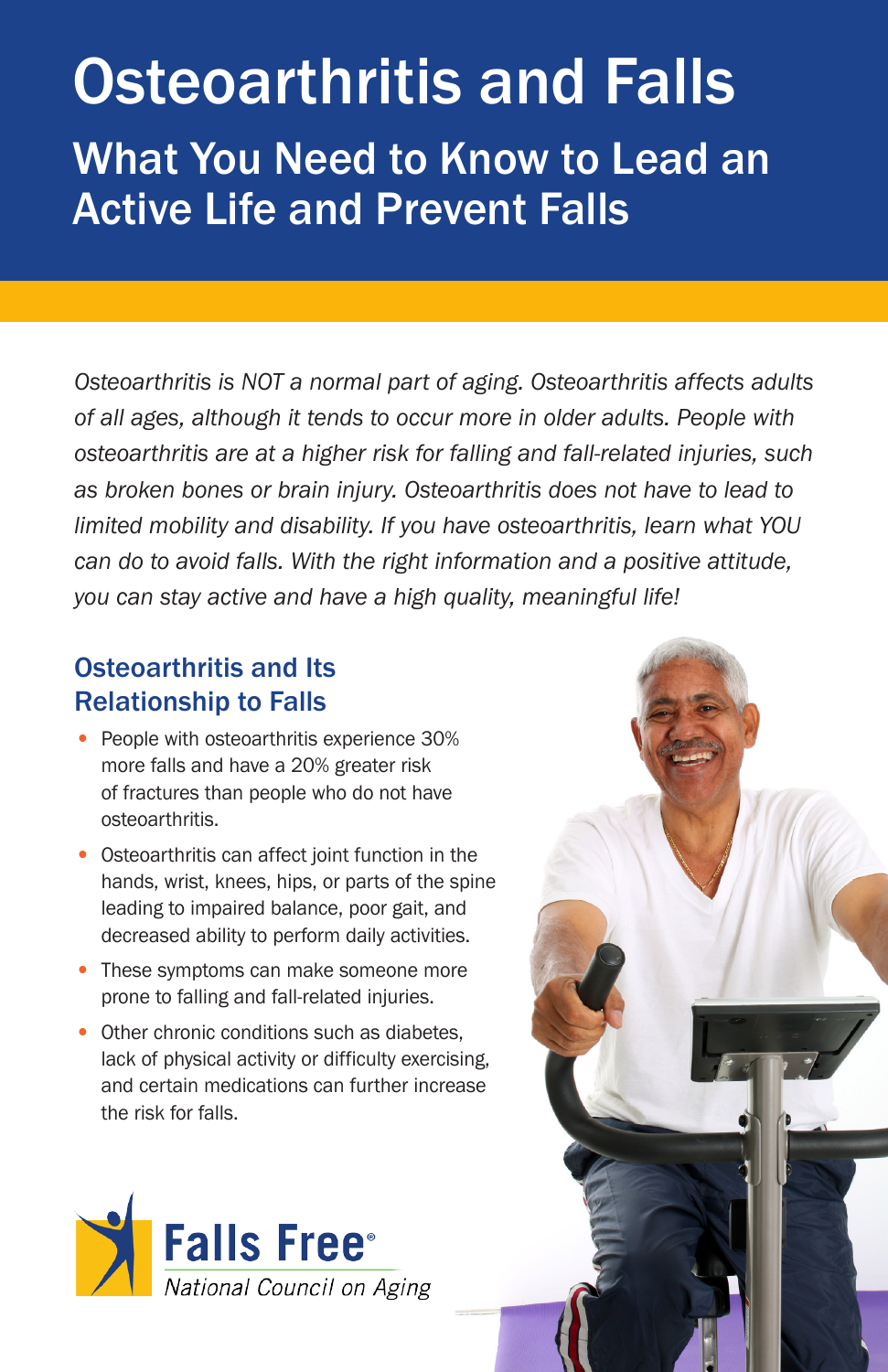# Osteoarthritis and Falls

## What You Need to Know to Lead an Active Life and Prevent Falls

*Osteoarthritis is NOT a normal part of aging. Osteoarthritis affects adults of all ages, although it tends to occur more in older adults. People with osteoarthritis are at a higher risk for falling and fall-related injuries, such as broken bones or brain injury. Osteoarthritis does not have to lead to limited mobility and disability. If you have osteoarthritis, learn what YOU can do to avoid falls. With the right information and a positive attitude, you can stay active and have a high quality, meaningful life!*

### Osteoarthritis and Its Relationship to Falls

- People with osteoarthritis experience 30% more falls and have a 20% greater risk of fractures than people who do not have osteoarthritis.
- Osteoarthritis can affect joint function in the hands, wrist, knees, hips, or parts of the spine leading to impaired balance, poor gait, and decreased ability to perform daily activities.
- These symptoms can make someone more prone to falling and fall-related injuries.
- Other chronic conditions such as diabetes, lack of physical activity or difficulty exercising, and certain medications can further increase the risk for falls.

Falls Free®
*National Council on Aging*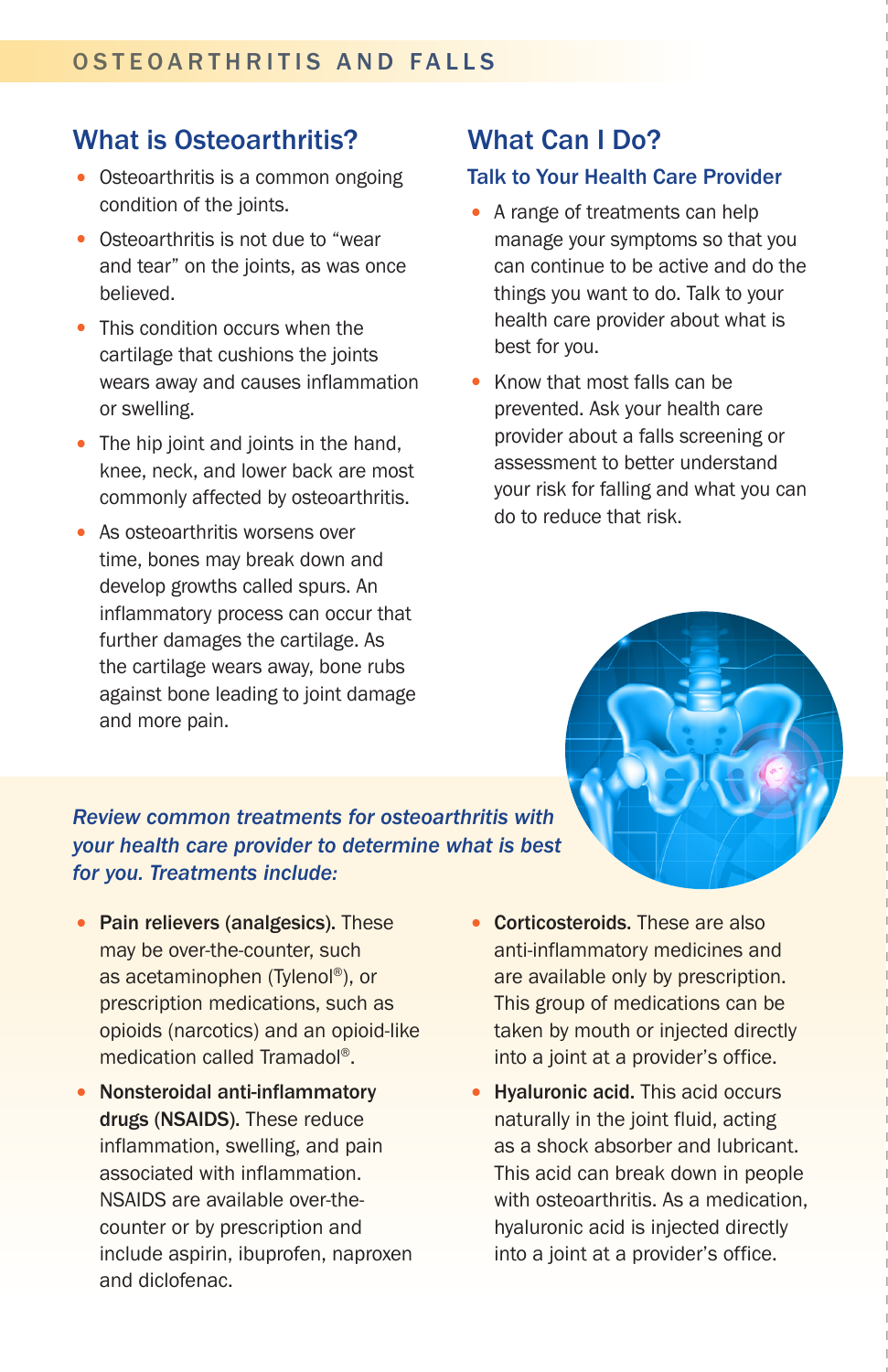# OSTEOARTHRITIS AND FALLS

## What is Osteoarthritis?

- Osteoarthritis is a common ongoing condition of the joints.
- Osteoarthritis is not due to "wear and tear" on the joints, as was once believed.
- This condition occurs when the cartilage that cushions the joints wears away and causes inflammation or swelling.
- The hip joint and joints in the hand, knee, neck, and lower back are most commonly affected by osteoarthritis.
- As osteoarthritis worsens over time, bones may break down and develop growths called spurs. An inflammatory process can occur that further damages the cartilage. As the cartilage wears away, bone rubs against bone leading to joint damage and more pain.

## What Can I Do?

### Talk to Your Health Care Provider

- A range of treatments can help manage your symptoms so that you can continue to be active and do the things you want to do. Talk to your health care provider about what is best for you.
- Know that most falls can be prevented. Ask your health care provider about a falls screening or assessment to better understand your risk for falling and what you can do to reduce that risk.

***Review common treatments for osteoarthritis with your health care provider to determine what is best for you. Treatments include:***

- **Pain relievers (analgesics).** These may be over-the-counter, such as acetaminophen (Tylenol®), or prescription medications, such as opioids (narcotics) and an opioid-like medication called Tramadol®.
- **Nonsteroidal anti-inflammatory drugs (NSAIDS).** These reduce inflammation, swelling, and pain associated with inflammation. NSAIDS are available over-the-counter or by prescription and include aspirin, ibuprofen, naproxen and diclofenac.
- **Corticosteroids.** These are also anti-inflammatory medicines and are available only by prescription. This group of medications can be taken by mouth or injected directly into a joint at a provider's office.
- **Hyaluronic acid.** This acid occurs naturally in the joint fluid, acting as a shock absorber and lubricant. This acid can break down in people with osteoarthritis. As a medication, hyaluronic acid is injected directly into a joint at a provider's office.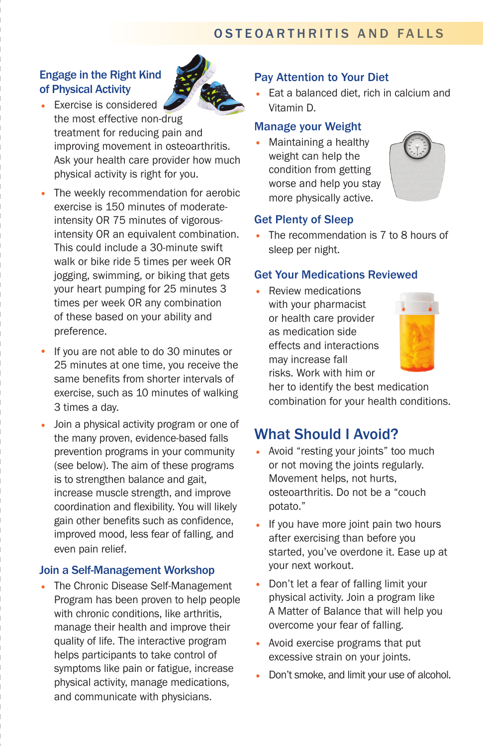## Engage in the Right Kind of Physical Activity

- Exercise is considered the most effective non-drug treatment for reducing pain and improving movement in osteoarthritis. Ask your health care provider how much physical activity is right for you.
- The weekly recommendation for aerobic exercise is 150 minutes of moderate-intensity OR 75 minutes of vigorous-intensity OR an equivalent combination. This could include a 30-minute swift walk or bike ride 5 times per week OR jogging, swimming, or biking that gets your heart pumping for 25 minutes 3 times per week OR any combination of these based on your ability and preference.
- If you are not able to do 30 minutes or 25 minutes at one time, you receive the same benefits from shorter intervals of exercise, such as 10 minutes of walking 3 times a day.
- Join a physical activity program or one of the many proven, evidence-based falls prevention programs in your community (see below). The aim of these programs is to strengthen balance and gait, increase muscle strength, and improve coordination and flexibility. You will likely gain other benefits such as confidence, improved mood, less fear of falling, and even pain relief.

## Join a Self-Management Workshop

- The Chronic Disease Self-Management Program has been proven to help people with chronic conditions, like arthritis, manage their health and improve their quality of life. The interactive program helps participants to take control of symptoms like pain or fatigue, increase physical activity, manage medications, and communicate with physicians.

## Pay Attention to Your Diet

- Eat a balanced diet, rich in calcium and Vitamin D.

## Manage your Weight

- Maintaining a healthy weight can help the condition from getting worse and help you stay more physically active.

## Get Plenty of Sleep

- The recommendation is 7 to 8 hours of sleep per night.

## Get Your Medications Reviewed

- Review medications with your pharmacist or health care provider as medication side effects and interactions may increase fall risks. Work with him or her to identify the best medication combination for your health conditions.

# What Should I Avoid?

- Avoid "resting your joints" too much or not moving the joints regularly. Movement helps, not hurts, osteoarthritis. Do not be a "couch potato."
- If you have more joint pain two hours after exercising than before you started, you've overdone it. Ease up at your next workout.
- Don't let a fear of falling limit your physical activity. Join a program like A Matter of Balance that will help you overcome your fear of falling.
- Avoid exercise programs that put excessive strain on your joints.
- Don't smoke, and limit your use of alcohol.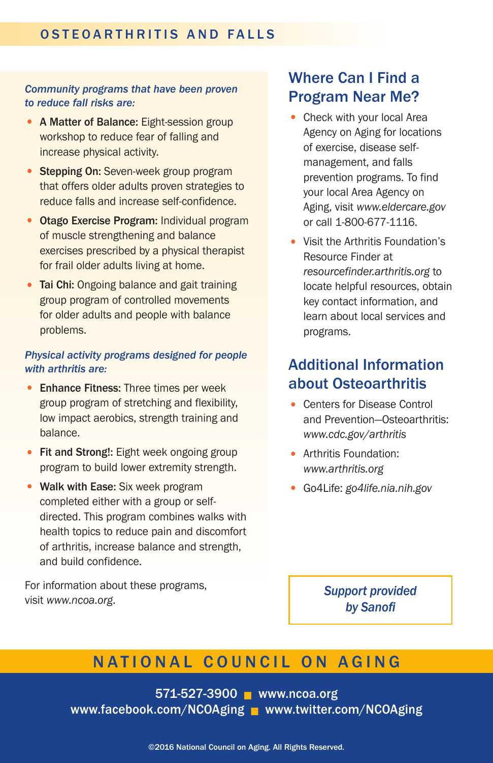*Community programs that have been proven to reduce fall risks are:*

- **A Matter of Balance:** Eight-session group workshop to reduce fear of falling and increase physical activity.
- **Stepping On:** Seven-week group program that offers older adults proven strategies to reduce falls and increase self-confidence.
- **Otago Exercise Program:** Individual program of muscle strengthening and balance exercises prescribed by a physical therapist for frail older adults living at home.
- **Tai Chi:** Ongoing balance and gait training group program of controlled movements for older adults and people with balance problems.

*Physical activity programs designed for people with arthritis are:*

- **Enhance Fitness:** Three times per week group program of stretching and flexibility, low impact aerobics, strength training and balance.
- **Fit and Strong!:** Eight week ongoing group program to build lower extremity strength.
- **Walk with Ease:** Six week program completed either with a group or self-directed. This program combines walks with health topics to reduce pain and discomfort of arthritis, increase balance and strength, and build confidence.

For information about these programs, visit *www.ncoa.org*.

## Where Can I Find a Program Near Me?

- Check with your local Area Agency on Aging for locations of exercise, disease self-management, and falls prevention programs. To find your local Area Agency on Aging, visit *www.eldercare.gov* or call 1-800-677-1116.
- Visit the Arthritis Foundation's Resource Finder at *resourcefinder.arthritis.org* to locate helpful resources, obtain key contact information, and learn about local services and programs.

## Additional Information about Osteoarthritis

- Centers for Disease Control and Prevention—Osteoarthritis: *www.cdc.gov/arthritis*
- Arthritis Foundation: *www.arthritis.org*
- Go4Life: *go4life.nia.nih.gov*

*Support provided by Sanofi*

**NATIONAL COUNCIL ON AGING**

571-527-3900 ■ www.ncoa.org
www.facebook.com/NCOAging ■ www.twitter.com/NCOAging

©2016 National Council on Aging. All Rights Reserved.